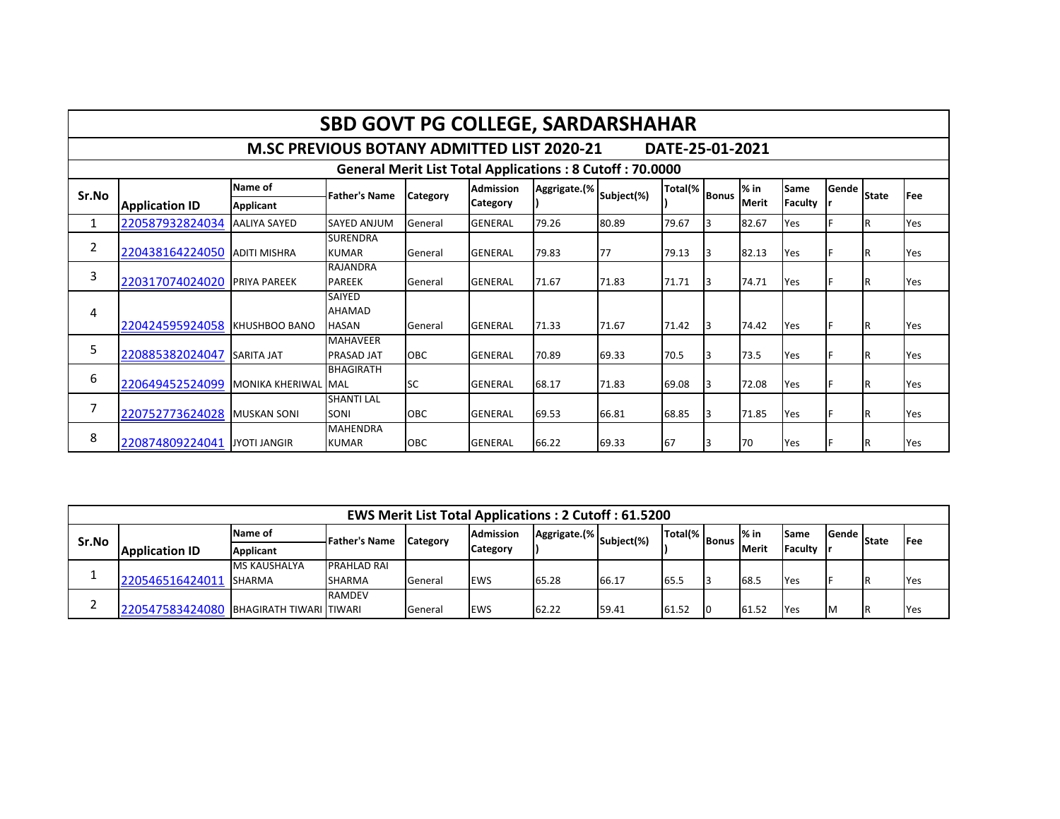# SBD GOVT PG COLLEGE, SARDARSHAHAR

## M.SC PREVIOUS BOTANY ADMITTED LIST 2020-21 DATE-25-01-2021

### General Merit List Total Applications : 8 Cutoff : 70.0000

| Sr.No | Application ID | Name of Applicant | Father's Name | Category | Admission Category | Aggrigate.(%) | Subject(%) | Total(%) | Bonus | % in Merit | Same Faculty | Gender | State | Fee |
|---|---|---|---|---|---|---|---|---|---|---|---|---|---|---|
| 1 | 220587932824034 | AALIYA SAYED | SAYED ANJUM | General | GENERAL | 79.26 | 80.89 | 79.67 | 3 | 82.67 | Yes | F | R | Yes |
| 2 | 220438164224050 | ADITI MISHRA | SURENDRA KUMAR | General | GENERAL | 79.83 | 77 | 79.13 | 3 | 82.13 | Yes | F | R | Yes |
| 3 | 220317074024020 | PRIYA PAREEK | RAJANDRA PAREEK | General | GENERAL | 71.67 | 71.83 | 71.71 | 3 | 74.71 | Yes | F | R | Yes |
| 4 | 220424595924058 | KHUSHBOO BANO | SAIYED AHAMAD HASAN | General | GENERAL | 71.33 | 71.67 | 71.42 | 3 | 74.42 | Yes | F | R | Yes |
| 5 | 220885382024047 | SARITA JAT | MAHAVEER PRASAD JAT | OBC | GENERAL | 70.89 | 69.33 | 70.5 | 3 | 73.5 | Yes | F | R | Yes |
| 6 | 220649452524099 | MONIKA KHERIWAL | BHAGIRATH MAL | SC | GENERAL | 68.17 | 71.83 | 69.08 | 3 | 72.08 | Yes | F | R | Yes |
| 7 | 220752773624028 | MUSKAN SONI | SHANTI LAL SONI | OBC | GENERAL | 69.53 | 66.81 | 68.85 | 3 | 71.85 | Yes | F | R | Yes |
| 8 | 220874809224041 | JYOTI JANGIR | MAHENDRA KUMAR | OBC | GENERAL | 66.22 | 69.33 | 67 | 3 | 70 | Yes | F | R | Yes |

### EWS Merit List Total Applications : 2 Cutoff : 61.5200

| Sr.No | Application ID | Name of Applicant | Father's Name | Category | Admission Category | Aggrigate.(%) | Subject(%) | Total(%) | Bonus | % in Merit | Same Faculty | Gender | State | Fee |
|---|---|---|---|---|---|---|---|---|---|---|---|---|---|---|
| 1 | 220546516424011 | MS KAUSHALYA SHARMA | PRAHLAD RAI SHARMA | General | EWS | 65.28 | 66.17 | 65.5 | 3 | 68.5 | Yes | F | R | Yes |
| 2 | 220547583424080 | BHAGIRATH TIWARI | RAMDEV TIWARI | General | EWS | 62.22 | 59.41 | 61.52 | 0 | 61.52 | Yes | M | R | Yes |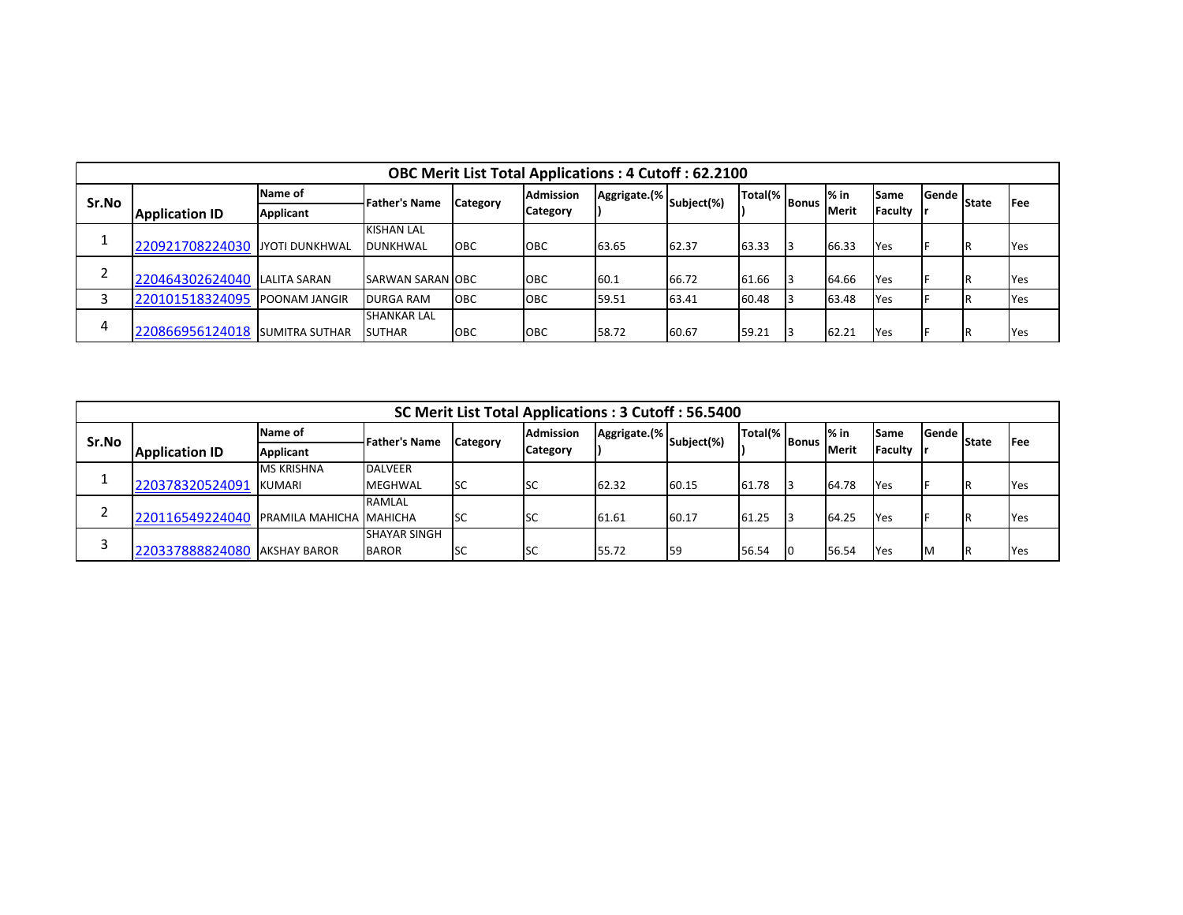| OBC Merit List Total Applications : 4 Cutoff : 62.2100 | | | | | | | | | | | | | | |
|---|---|---|---|---|---|---|---|---|---|---|---|---|---|---|
| Sr.No | Application ID | Name of Applicant | Father's Name | Category | Admission Category | Aggrigate.(%) | Subject(%) | Total(%) | Bonus | % in Merit | Same Faculty | Gender | State | Fee |
| 1 | 220921708224030 | JYOTI DUNKHWAL | KISHAN LAL DUNKHWAL | OBC | OBC | 63.65 | 62.37 | 63.33 | 3 | 66.33 | Yes | F | R | Yes |
| 2 | 220464302624040 | LALITA SARAN | SARWAN SARAN | OBC | OBC | 60.1 | 66.72 | 61.66 | 3 | 64.66 | Yes | F | R | Yes |
| 3 | 220101518324095 | POONAM JANGIR | DURGA RAM | OBC | OBC | 59.51 | 63.41 | 60.48 | 3 | 63.48 | Yes | F | R | Yes |
| 4 | 220866956124018 | SUMITRA SUTHAR | SHANKAR LAL SUTHAR | OBC | OBC | 58.72 | 60.67 | 59.21 | 3 | 62.21 | Yes | F | R | Yes |

| SC Merit List Total Applications : 3 Cutoff : 56.5400 | | | | | | | | | | | | | | |
|---|---|---|---|---|---|---|---|---|---|---|---|---|---|---|
| Sr.No | Application ID | Name of Applicant | Father's Name | Category | Admission Category | Aggrigate.(%) | Subject(%) | Total(%) | Bonus | % in Merit | Same Faculty | Gender | State | Fee |
| 1 | 220378320524091 | MS KRISHNA KUMARI | DALVEER MEGHWAL | SC | SC | 62.32 | 60.15 | 61.78 | 3 | 64.78 | Yes | F | R | Yes |
| 2 | 220116549224040 | PRAMILA MAHICHA | RAMLAL MAHICHA | SC | SC | 61.61 | 60.17 | 61.25 | 3 | 64.25 | Yes | F | R | Yes |
| 3 | 220337888824080 | AKSHAY BAROR | SHAYAR SINGH BAROR | SC | SC | 55.72 | 59 | 56.54 | 0 | 56.54 | Yes | M | R | Yes |